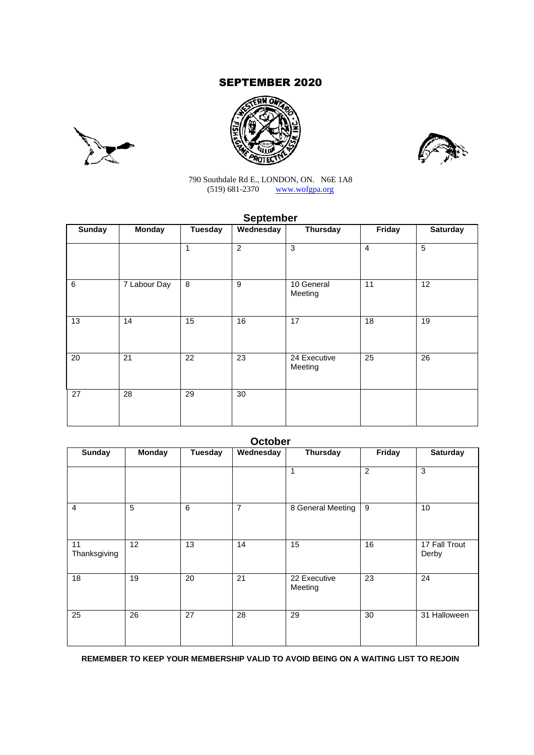# SEPTEMBER 2020

790 Southdale Rd E., LONDON, ON. N6E 1A8
(519) 681-2370 www.wofgpa.org

## September

| Sunday | Monday | Tuesday | Wednesday | Thursday | Friday | Saturday |
|---|---|---|---|---|---|---|
| | | 1 | 2 | 3 | 4 | 5 |
| 6 | 7 Labour Day | 8 | 9 | 10 General Meeting | 11 | 12 |
| 13 | 14 | 15 | 16 | 17 | 18 | 19 |
| 20 | 21 | 22 | 23 | 24 Executive Meeting | 25 | 26 |
| 27 | 28 | 29 | 30 | | | |

## October

| Sunday | Monday | Tuesday | Wednesday | Thursday | Friday | Saturday |
|---|---|---|---|---|---|---|
| | | | | 1 | 2 | 3 |
| 4 | 5 | 6 | 7 | 8 General Meeting | 9 | 10 |
| 11 Thanksgiving | 12 | 13 | 14 | 15 | 16 | 17 Fall Trout Derby |
| 18 | 19 | 20 | 21 | 22 Executive Meeting | 23 | 24 |
| 25 | 26 | 27 | 28 | 29 | 30 | 31 Halloween |

**REMEMBER TO KEEP YOUR MEMBERSHIP VALID TO AVOID BEING ON A WAITING LIST TO REJOIN**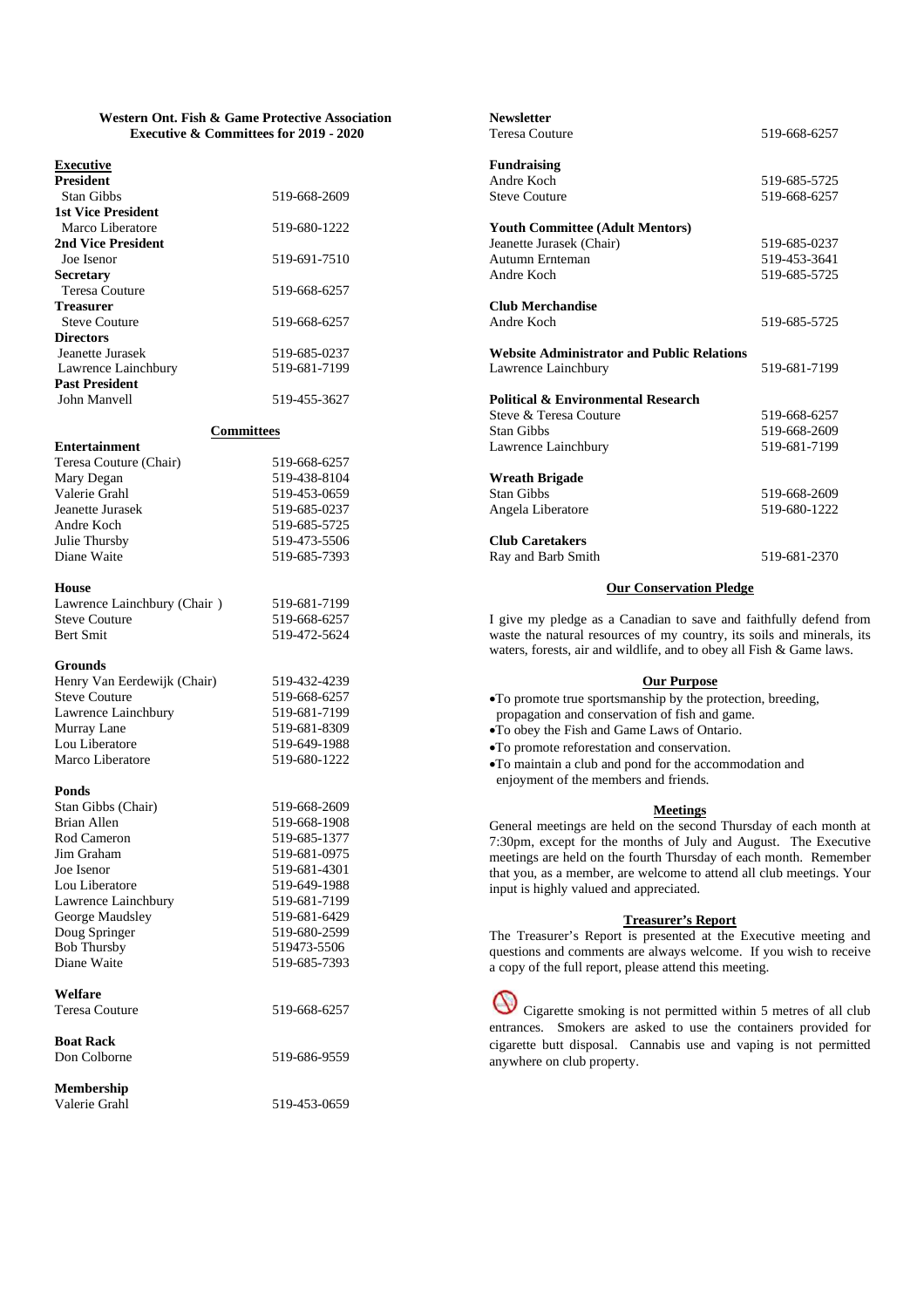**Western Ont. Fish & Game Protective Association**
**Executive & Committees for 2019 - 2020**

## Executive

| | |
|---|---|
| **President** | |
| Stan Gibbs | 519-668-2609 |
| **1st Vice President** | |
| Marco Liberatore | 519-680-1222 |
| **2nd Vice President** | |
| Joe Isenor | 519-691-7510 |
| **Secretary** | |
| Teresa Couture | 519-668-6257 |
| **Treasurer** | |
| Steve Couture | 519-668-6257 |
| **Directors** | |
| Jeanette Jurasek | 519-685-0237 |
| Lawrence Lainchbury | 519-681-7199 |
| **Past President** | |
| John Manvell | 519-455-3627 |

## Committees

| | |
|---|---|
| **Entertainment** | |
| Teresa Couture (Chair) | 519-668-6257 |
| Mary Degan | 519-438-8104 |
| Valerie Grahl | 519-453-0659 |
| Jeanette Jurasek | 519-685-0237 |
| Andre Koch | 519-685-5725 |
| Julie Thursby | 519-473-5506 |
| Diane Waite | 519-685-7393 |
| **House** | |
| Lawrence Lainchbury (Chair ) | 519-681-7199 |
| Steve Couture | 519-668-6257 |
| Bert Smit | 519-472-5624 |
| **Grounds** | |
| Henry Van Eerdewijk (Chair) | 519-432-4239 |
| Steve Couture | 519-668-6257 |
| Lawrence Lainchbury | 519-681-7199 |
| Murray Lane | 519-681-8309 |
| Lou Liberatore | 519-649-1988 |
| Marco Liberatore | 519-680-1222 |
| **Ponds** | |
| Stan Gibbs (Chair) | 519-668-2609 |
| Brian Allen | 519-668-1908 |
| Rod Cameron | 519-685-1377 |
| Jim Graham | 519-681-0975 |
| Joe Isenor | 519-681-4301 |
| Lou Liberatore | 519-649-1988 |
| Lawrence Lainchbury | 519-681-7199 |
| George Maudsley | 519-681-6429 |
| Doug Springer | 519-680-2599 |
| Bob Thursby | 519473-5506 |
| Diane Waite | 519-685-7393 |
| **Welfare** | |
| Teresa Couture | 519-668-6257 |
| **Boat Rack** | |
| Don Colborne | 519-686-9559 |
| **Membership** | |
| Valerie Grahl | 519-453-0659 |
| **Newsletter** | |
| Teresa Couture | 519-668-6257 |
| **Fundraising** | |
| Andre Koch | 519-685-5725 |
| Steve Couture | 519-668-6257 |
| **Youth Committee (Adult Mentors)** | |
| Jeanette Jurasek (Chair) | 519-685-0237 |
| Autumn Ernteman | 519-453-3641 |
| Andre Koch | 519-685-5725 |
| **Club Merchandise** | |
| Andre Koch | 519-685-5725 |
| **Website Administrator and Public Relations** | |
| Lawrence Lainchbury | 519-681-7199 |
| **Political & Environmental Research** | |
| Steve & Teresa Couture | 519-668-6257 |
| Stan Gibbs | 519-668-2609 |
| Lawrence Lainchbury | 519-681-7199 |
| **Wreath Brigade** | |
| Stan Gibbs | 519-668-2609 |
| Angela Liberatore | 519-680-1222 |
| **Club Caretakers** | |
| Ray and Barb Smith | 519-681-2370 |

## Our Conservation Pledge

I give my pledge as a Canadian to save and faithfully defend from waste the natural resources of my country, its soils and minerals, its waters, forests, air and wildlife, and to obey all Fish & Game laws.

## Our Purpose

- To promote true sportsmanship by the protection, breeding, propagation and conservation of fish and game.
- To obey the Fish and Game Laws of Ontario.
- To promote reforestation and conservation.
- To maintain a club and pond for the accommodation and enjoyment of the members and friends.

## Meetings

General meetings are held on the second Thursday of each month at 7:30pm, except for the months of July and August. The Executive meetings are held on the fourth Thursday of each month. Remember that you, as a member, are welcome to attend all club meetings. Your input is highly valued and appreciated.

## Treasurer's Report

The Treasurer's Report is presented at the Executive meeting and questions and comments are always welcome. If you wish to receive a copy of the full report, please attend this meeting.

Cigarette smoking is not permitted within 5 metres of all club entrances. Smokers are asked to use the containers provided for cigarette butt disposal. Cannabis use and vaping is not permitted anywhere on club property.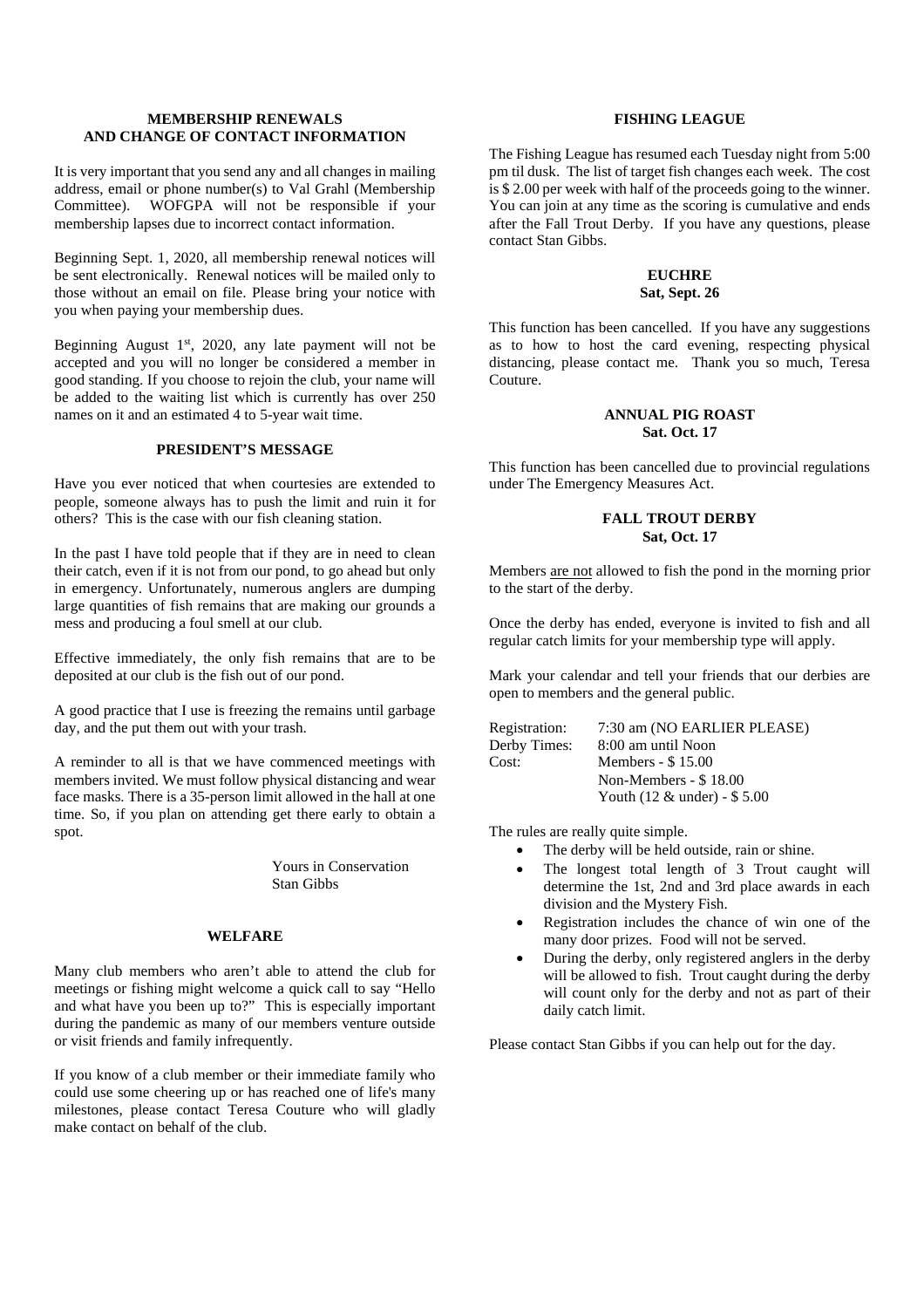## MEMBERSHIP RENEWALS AND CHANGE OF CONTACT INFORMATION

It is very important that you send any and all changes in mailing address, email or phone number(s) to Val Grahl (Membership Committee). WOFGPA will not be responsible if your membership lapses due to incorrect contact information.

Beginning Sept. 1, 2020, all membership renewal notices will be sent electronically. Renewal notices will be mailed only to those without an email on file. Please bring your notice with you when paying your membership dues.

Beginning August 1st, 2020, any late payment will not be accepted and you will no longer be considered a member in good standing. If you choose to rejoin the club, your name will be added to the waiting list which is currently has over 250 names on it and an estimated 4 to 5-year wait time.

## PRESIDENT'S MESSAGE

Have you ever noticed that when courtesies are extended to people, someone always has to push the limit and ruin it for others? This is the case with our fish cleaning station.

In the past I have told people that if they are in need to clean their catch, even if it is not from our pond, to go ahead but only in emergency. Unfortunately, numerous anglers are dumping large quantities of fish remains that are making our grounds a mess and producing a foul smell at our club.

Effective immediately, the only fish remains that are to be deposited at our club is the fish out of our pond.

A good practice that I use is freezing the remains until garbage day, and the put them out with your trash.

A reminder to all is that we have commenced meetings with members invited. We must follow physical distancing and wear face masks. There is a 35-person limit allowed in the hall at one time. So, if you plan on attending get there early to obtain a spot.

Yours in Conservation
Stan Gibbs

## WELFARE

Many club members who aren't able to attend the club for meetings or fishing might welcome a quick call to say "Hello and what have you been up to?" This is especially important during the pandemic as many of our members venture outside or visit friends and family infrequently.

If you know of a club member or their immediate family who could use some cheering up or has reached one of life's many milestones, please contact Teresa Couture who will gladly make contact on behalf of the club.

## FISHING LEAGUE

The Fishing League has resumed each Tuesday night from 5:00 pm til dusk. The list of target fish changes each week. The cost is $ 2.00 per week with half of the proceeds going to the winner. You can join at any time as the scoring is cumulative and ends after the Fall Trout Derby. If you have any questions, please contact Stan Gibbs.

## EUCHRE
**Sat, Sept. 26**

This function has been cancelled. If you have any suggestions as to how to host the card evening, respecting physical distancing, please contact me. Thank you so much, Teresa Couture.

## ANNUAL PIG ROAST
**Sat. Oct. 17**

This function has been cancelled due to provincial regulations under The Emergency Measures Act.

## FALL TROUT DERBY
**Sat, Oct. 17**

Members <u>are not</u> allowed to fish the pond in the morning prior to the start of the derby.

Once the derby has ended, everyone is invited to fish and all regular catch limits for your membership type will apply.

Mark your calendar and tell your friends that our derbies are open to members and the general public.

| | |
|---|---|
| Registration: | 7:30 am (NO EARLIER PLEASE) |
| Derby Times: | 8:00 am until Noon |
| Cost: | Members - $ 15.00 |
| | Non-Members - $ 18.00 |
| | Youth (12 & under) - $ 5.00 |

The rules are really quite simple.

- The derby will be held outside, rain or shine.
- The longest total length of 3 Trout caught will determine the 1st, 2nd and 3rd place awards in each division and the Mystery Fish.
- Registration includes the chance of win one of the many door prizes. Food will not be served.
- During the derby, only registered anglers in the derby will be allowed to fish. Trout caught during the derby will count only for the derby and not as part of their daily catch limit.

Please contact Stan Gibbs if you can help out for the day.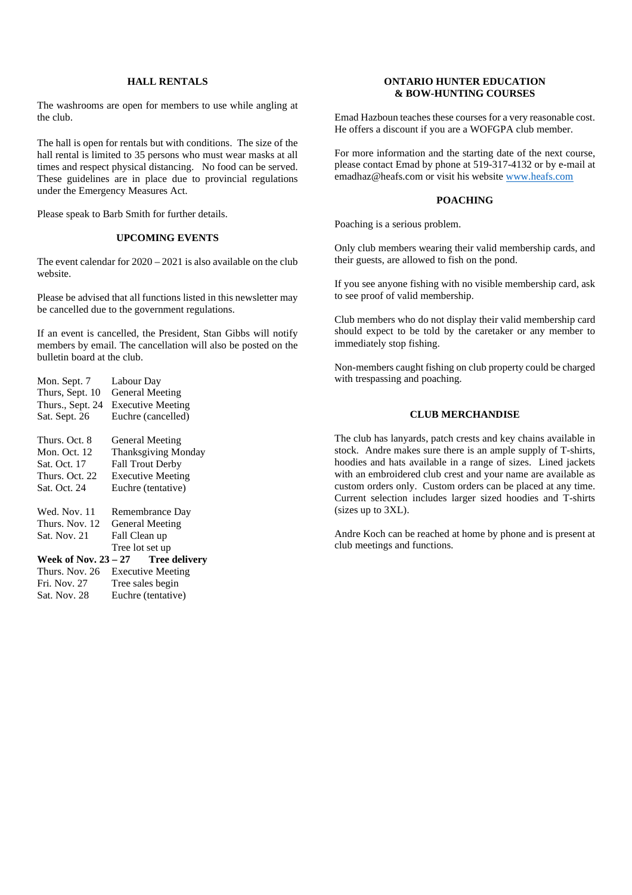## HALL RENTALS

The washrooms are open for members to use while angling at the club.

The hall is open for rentals but with conditions. The size of the hall rental is limited to 35 persons who must wear masks at all times and respect physical distancing. No food can be served. These guidelines are in place due to provincial regulations under the Emergency Measures Act.

Please speak to Barb Smith for further details.

## UPCOMING EVENTS

The event calendar for 2020 – 2021 is also available on the club website.

Please be advised that all functions listed in this newsletter may be cancelled due to the government regulations.

If an event is cancelled, the President, Stan Gibbs will notify members by email. The cancellation will also be posted on the bulletin board at the club.

| | |
|---|---|
| Mon. Sept. 7 | Labour Day |
| Thurs, Sept. 10 | General Meeting |
| Thurs., Sept. 24 | Executive Meeting |
| Sat. Sept. 26 | Euchre (cancelled) |
| | |
| Thurs. Oct. 8 | General Meeting |
| Mon. Oct. 12 | Thanksgiving Monday |
| Sat. Oct. 17 | Fall Trout Derby |
| Thurs. Oct. 22 | Executive Meeting |
| Sat. Oct. 24 | Euchre (tentative) |
| | |
| Wed. Nov. 11 | Remembrance Day |
| Thurs. Nov. 12 | General Meeting |
| Sat. Nov. 21 | Fall Clean up<br>Tree lot set up |
| **Week of Nov. 23 – 27** | **Tree delivery** |
| Thurs. Nov. 26 | Executive Meeting |
| Fri. Nov. 27 | Tree sales begin |
| Sat. Nov. 28 | Euchre (tentative) |

## ONTARIO HUNTER EDUCATION & BOW-HUNTING COURSES

Emad Hazboun teaches these courses for a very reasonable cost. He offers a discount if you are a WOFGPA club member.

For more information and the starting date of the next course, please contact Emad by phone at 519-317-4132 or by e-mail at emadhaz@heafs.com or visit his website www.heafs.com

## POACHING

Poaching is a serious problem.

Only club members wearing their valid membership cards, and their guests, are allowed to fish on the pond.

If you see anyone fishing with no visible membership card, ask to see proof of valid membership.

Club members who do not display their valid membership card should expect to be told by the caretaker or any member to immediately stop fishing.

Non-members caught fishing on club property could be charged with trespassing and poaching.

## CLUB MERCHANDISE

The club has lanyards, patch crests and key chains available in stock. Andre makes sure there is an ample supply of T-shirts, hoodies and hats available in a range of sizes. Lined jackets with an embroidered club crest and your name are available as custom orders only. Custom orders can be placed at any time. Current selection includes larger sized hoodies and T-shirts (sizes up to 3XL).

Andre Koch can be reached at home by phone and is present at club meetings and functions.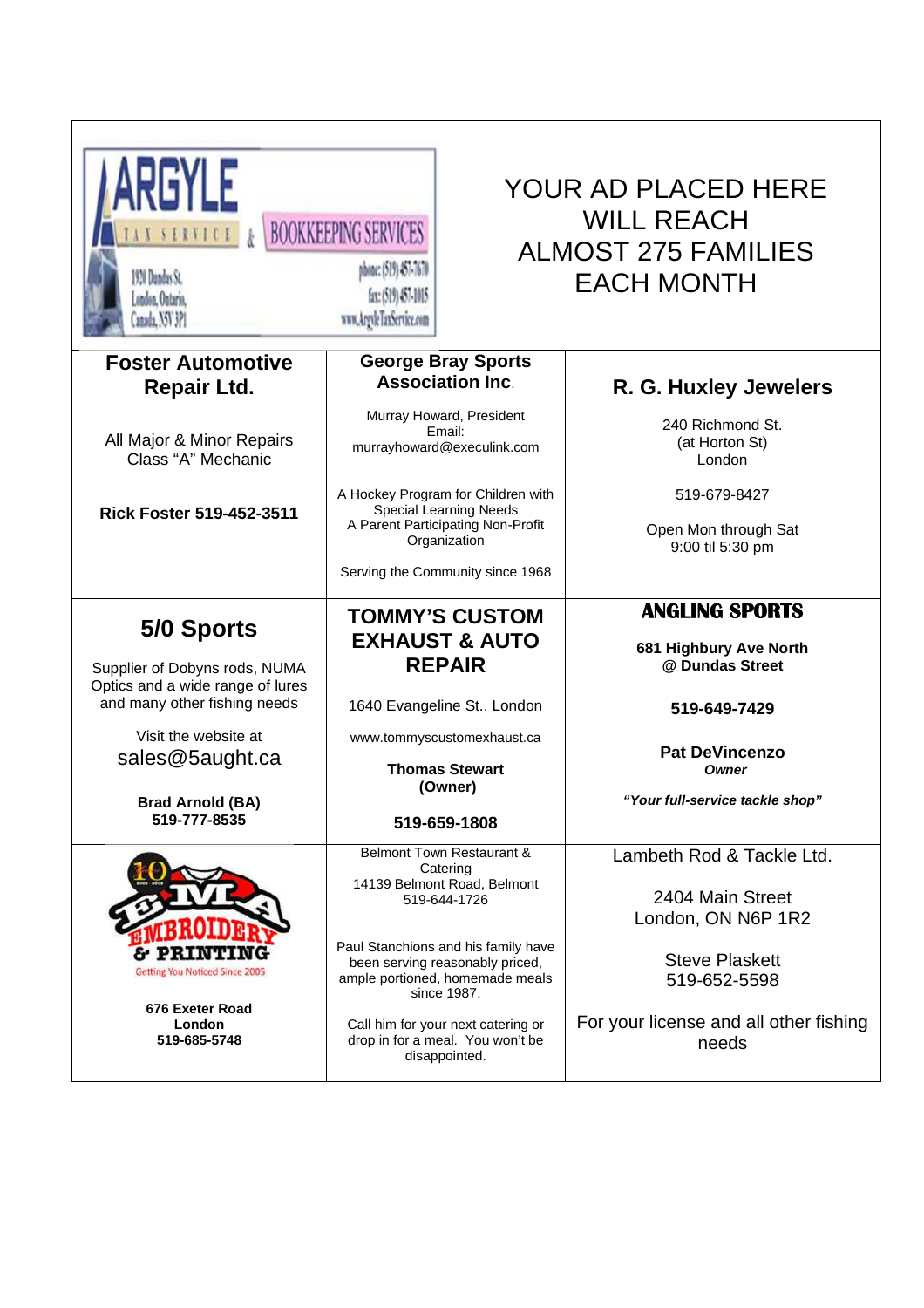ARGYLE TAX SERVICE & BOOKKEEPING SERVICES

1920 Dundas St.
London, Ontario,
Canada, N5V 3P1

phone: (519) 457-7670
fax: (519) 457-1015
www.ArgyleTaxService.com

YOUR AD PLACED HERE
WILL REACH
ALMOST 275 FAMILIES
EACH MONTH

**Foster Automotive Repair Ltd.**

All Major & Minor Repairs
Class "A" Mechanic

**Rick Foster 519-452-3511**

**George Bray Sports Association Inc.**

Murray Howard, President
Email:
murrayhoward@execulink.com

A Hockey Program for Children with Special Learning Needs
A Parent Participating Non-Profit Organization

Serving the Community since 1968

**R. G. Huxley Jewelers**

240 Richmond St.
(at Horton St)
London

519-679-8427

Open Mon through Sat
9:00 til 5:30 pm

**5/0 Sports**

Supplier of Dobyns rods, NUMA Optics and a wide range of lures and many other fishing needs

Visit the website at
sales@5aught.ca

**Brad Arnold (BA)**
**519-777-8535**

**TOMMY'S CUSTOM EXHAUST & AUTO REPAIR**

1640 Evangeline St., London

www.tommyscustomexhaust.ca

**Thomas Stewart**
**(Owner)**

**519-659-1808**

**ANGLING SPORTS**

**681 Highbury Ave North**
**@ Dundas Street**

**519-649-7429**

**Pat DeVincenzo**
***Owner***

***"Your full-service tackle shop"***

10 EMA EMBROIDERY & PRINTING
Getting You Noticed Since 2005

**676 Exeter Road**
**London**
**519-685-5748**

Belmont Town Restaurant & Catering
14139 Belmont Road, Belmont
519-644-1726

Paul Stanchions and his family have been serving reasonably priced, ample portioned, homemade meals since 1987.

Call him for your next catering or drop in for a meal. You won't be disappointed.

Lambeth Rod & Tackle Ltd.

2404 Main Street
London, ON N6P 1R2

Steve Plaskett
519-652-5598

For your license and all other fishing needs